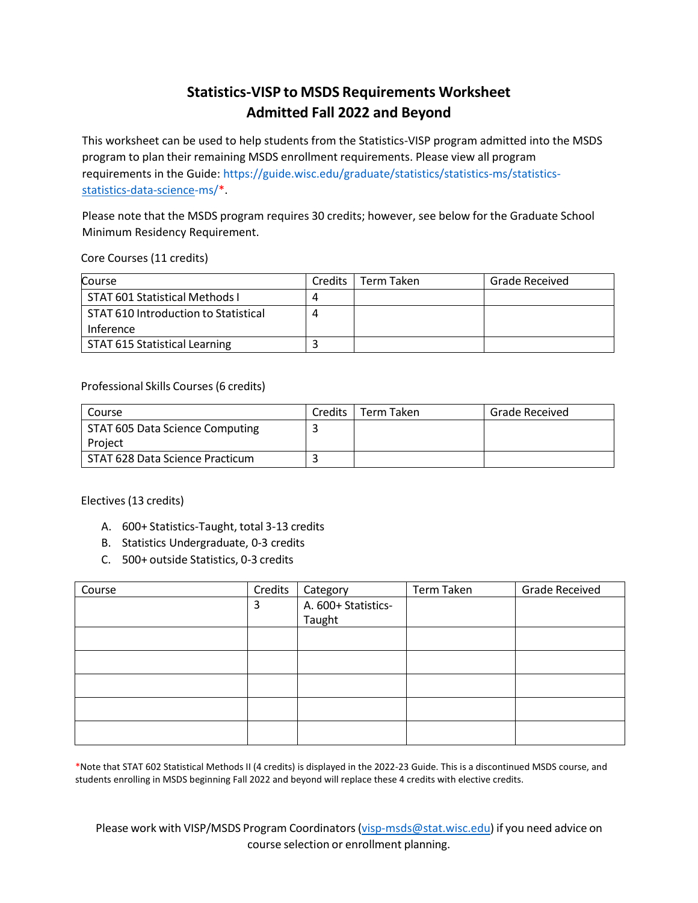# Statistics-VISP to MSDS Requirements Worksheet
# Admitted Fall 2022 and Beyond

This worksheet can be used to help students from the Statistics-VISP program admitted into the MSDS program to plan their remaining MSDS enrollment requirements. Please view all program requirements in the Guide: https://guide.wisc.edu/graduate/statistics/statistics-ms/statistics-statistics-data-science-ms/*.

Please note that the MSDS program requires 30 credits; however, see below for the Graduate School Minimum Residency Requirement.

Core Courses (11 credits)

| Course | Credits | Term Taken | Grade Received |
|---|---|---|---|
| STAT 601 Statistical Methods I | 4 | | |
| STAT 610 Introduction to Statistical Inference | 4 | | |
| STAT 615 Statistical Learning | 3 | | |

Professional Skills Courses (6 credits)

| Course | Credits | Term Taken | Grade Received |
|---|---|---|---|
| STAT 605 Data Science Computing Project | 3 | | |
| STAT 628 Data Science Practicum | 3 | | |

Electives (13 credits)

A. 600+ Statistics-Taught, total 3-13 credits
B. Statistics Undergraduate, 0-3 credits
C. 500+ outside Statistics, 0-3 credits

| Course | Credits | Category | Term Taken | Grade Received |
|---|---|---|---|---|
| | 3 | A. 600+ Statistics-Taught | | |
| | | | | |
| | | | | |
| | | | | |
| | | | | |
| | | | | |

*Note that STAT 602 Statistical Methods II (4 credits) is displayed in the 2022-23 Guide. This is a discontinued MSDS course, and students enrolling in MSDS beginning Fall 2022 and beyond will replace these 4 credits with elective credits.

Please work with VISP/MSDS Program Coordinators (visp-msds@stat.wisc.edu) if you need advice on course selection or enrollment planning.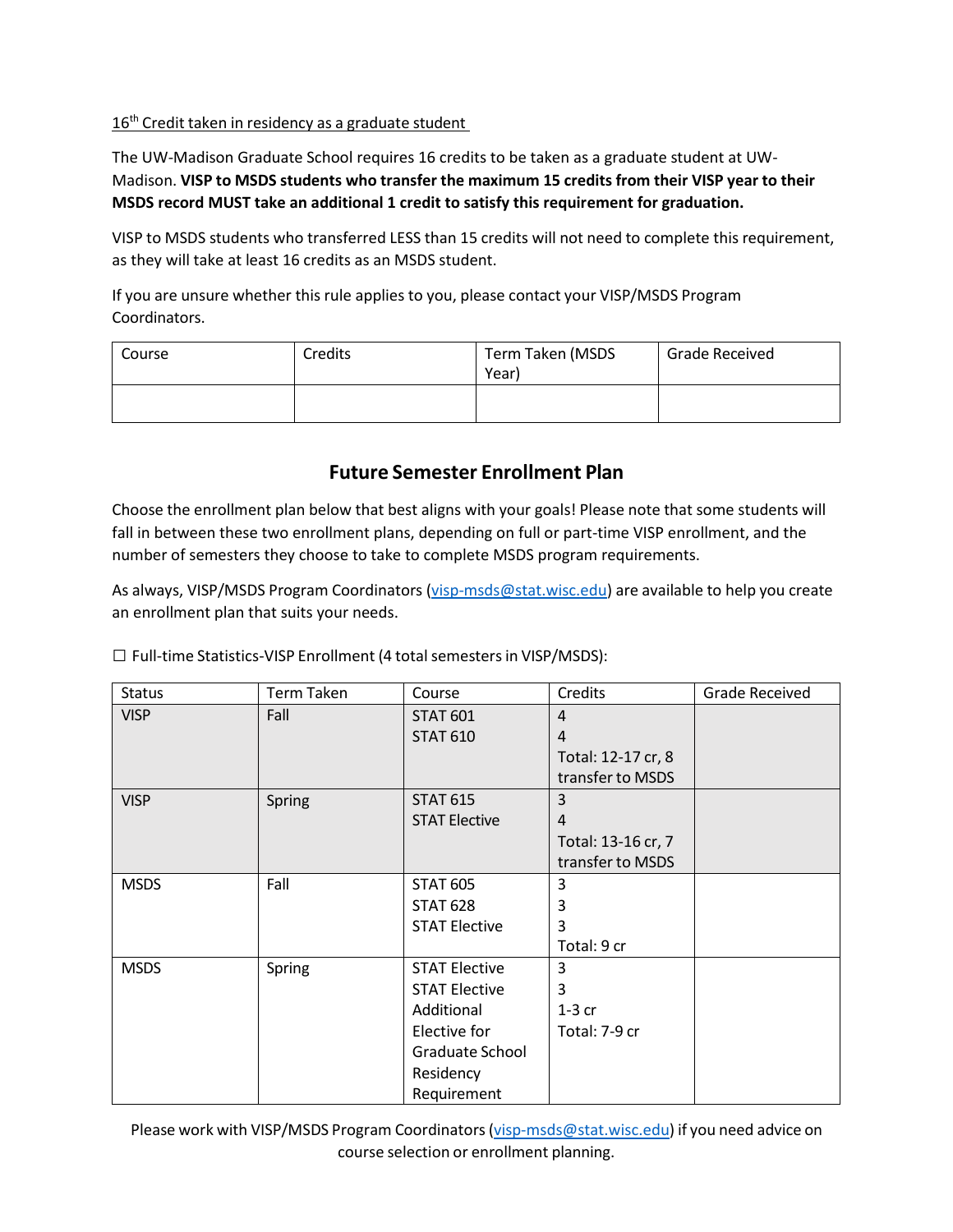16th Credit taken in residency as a graduate student

The UW-Madison Graduate School requires 16 credits to be taken as a graduate student at UW-Madison. **VISP to MSDS students who transfer the maximum 15 credits from their VISP year to their MSDS record MUST take an additional 1 credit to satisfy this requirement for graduation.**

VISP to MSDS students who transferred LESS than 15 credits will not need to complete this requirement, as they will take at least 16 credits as an MSDS student.

If you are unsure whether this rule applies to you, please contact your VISP/MSDS Program Coordinators.

| Course | Credits | Term Taken (MSDS Year) | Grade Received |
|---|---|---|---|
| | | | |

## Future Semester Enrollment Plan

Choose the enrollment plan below that best aligns with your goals! Please note that some students will fall in between these two enrollment plans, depending on full or part-time VISP enrollment, and the number of semesters they choose to take to complete MSDS program requirements.

As always, VISP/MSDS Program Coordinators (visp-msds@stat.wisc.edu) are available to help you create an enrollment plan that suits your needs.

☐ Full-time Statistics-VISP Enrollment (4 total semesters in VISP/MSDS):

| Status | Term Taken | Course | Credits | Grade Received |
|---|---|---|---|---|
| VISP | Fall | STAT 601<br>STAT 610 | 4<br>4<br>Total: 12-17 cr, 8 transfer to MSDS | |
| VISP | Spring | STAT 615<br>STAT Elective | 3<br>4<br>Total: 13-16 cr, 7 transfer to MSDS | |
| MSDS | Fall | STAT 605<br>STAT 628<br>STAT Elective | 3<br>3<br>3<br>Total: 9 cr | |
| MSDS | Spring | STAT Elective<br>STAT Elective<br>Additional Elective for Graduate School Residency Requirement | 3<br>3<br>1-3 cr<br>Total: 7-9 cr | |

Please work with VISP/MSDS Program Coordinators (visp-msds@stat.wisc.edu) if you need advice on course selection or enrollment planning.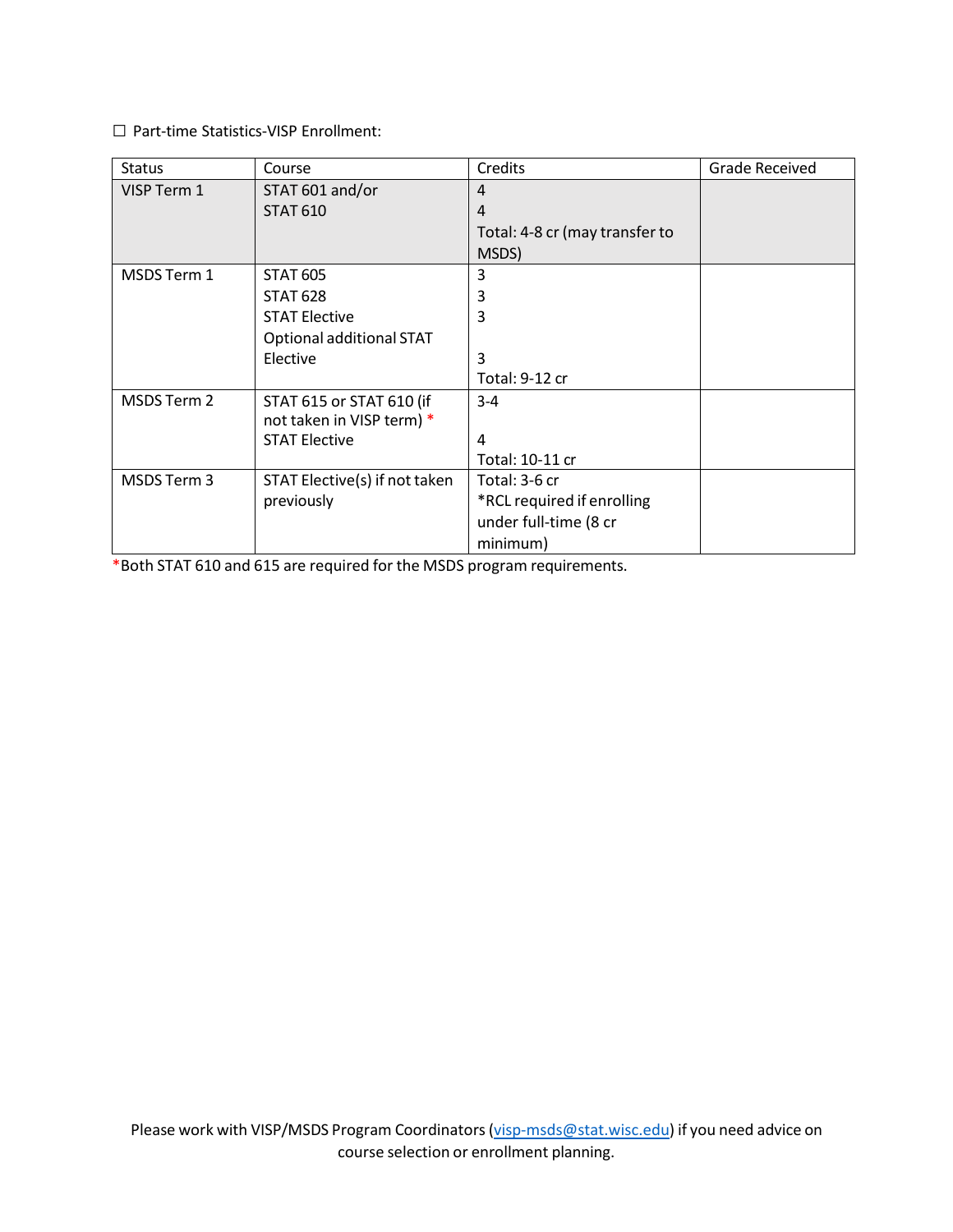☐ Part-time Statistics-VISP Enrollment:

| Status | Course | Credits | Grade Received |
| --- | --- | --- | --- |
| VISP Term 1 | STAT 601 and/or<br>STAT 610 | 4<br>4<br>Total: 4-8 cr (may transfer to MSDS) | |
| MSDS Term 1 | STAT 605<br>STAT 628<br>STAT Elective<br>Optional additional STAT Elective | 3<br>3<br>3<br>3<br>Total: 9-12 cr | |
| MSDS Term 2 | STAT 615 or STAT 610 (if not taken in VISP term) *<br>STAT Elective | 3-4<br>4<br>Total: 10-11 cr | |
| MSDS Term 3 | STAT Elective(s) if not taken previously | Total: 3-6 cr<br>*RCL required if enrolling under full-time (8 cr minimum) | |

*Both STAT 610 and 615 are required for the MSDS program requirements.

Please work with VISP/MSDS Program Coordinators (visp-msds@stat.wisc.edu) if you need advice on course selection or enrollment planning.